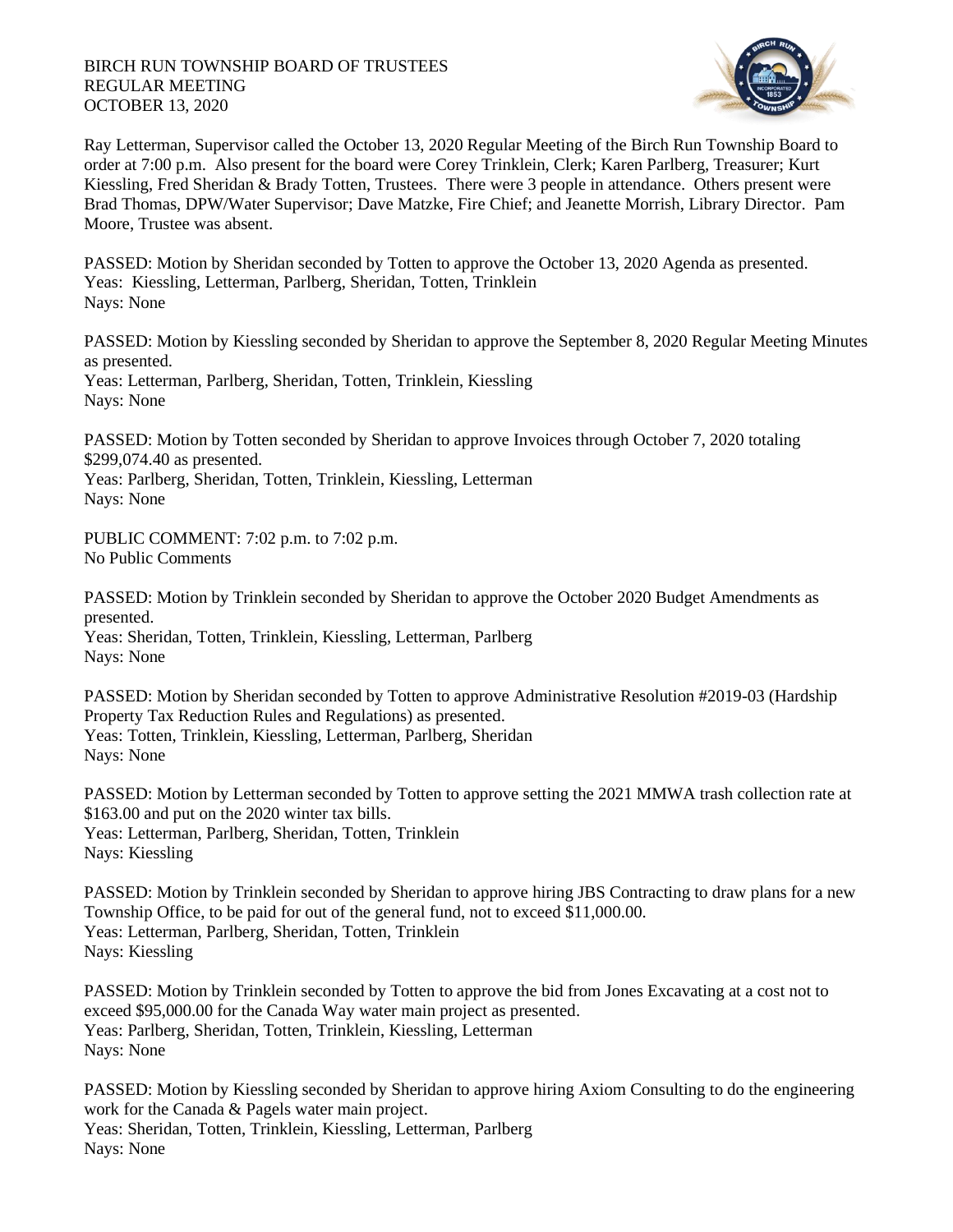BIRCH RUN TOWNSHIP BOARD OF TRUSTEES
REGULAR MEETING
OCTOBER 13, 2020

Ray Letterman, Supervisor called the October 13, 2020 Regular Meeting of the Birch Run Township Board to order at 7:00 p.m. Also present for the board were Corey Trinklein, Clerk; Karen Parlberg, Treasurer; Kurt Kiessling, Fred Sheridan & Brady Totten, Trustees. There were 3 people in attendance. Others present were Brad Thomas, DPW/Water Supervisor; Dave Matzke, Fire Chief; and Jeanette Morrish, Library Director. Pam Moore, Trustee was absent.

PASSED: Motion by Sheridan seconded by Totten to approve the October 13, 2020 Agenda as presented.
Yeas: Kiessling, Letterman, Parlberg, Sheridan, Totten, Trinklein
Nays: None

PASSED: Motion by Kiessling seconded by Sheridan to approve the September 8, 2020 Regular Meeting Minutes as presented.
Yeas: Letterman, Parlberg, Sheridan, Totten, Trinklein, Kiessling
Nays: None

PASSED: Motion by Totten seconded by Sheridan to approve Invoices through October 7, 2020 totaling $299,074.40 as presented.
Yeas: Parlberg, Sheridan, Totten, Trinklein, Kiessling, Letterman
Nays: None

PUBLIC COMMENT: 7:02 p.m. to 7:02 p.m.
No Public Comments

PASSED: Motion by Trinklein seconded by Sheridan to approve the October 2020 Budget Amendments as presented.
Yeas: Sheridan, Totten, Trinklein, Kiessling, Letterman, Parlberg
Nays: None

PASSED: Motion by Sheridan seconded by Totten to approve Administrative Resolution #2019-03 (Hardship Property Tax Reduction Rules and Regulations) as presented.
Yeas: Totten, Trinklein, Kiessling, Letterman, Parlberg, Sheridan
Nays: None

PASSED: Motion by Letterman seconded by Totten to approve setting the 2021 MMWA trash collection rate at $163.00 and put on the 2020 winter tax bills.
Yeas: Letterman, Parlberg, Sheridan, Totten, Trinklein
Nays: Kiessling

PASSED: Motion by Trinklein seconded by Sheridan to approve hiring JBS Contracting to draw plans for a new Township Office, to be paid for out of the general fund, not to exceed $11,000.00.
Yeas: Letterman, Parlberg, Sheridan, Totten, Trinklein
Nays: Kiessling

PASSED: Motion by Trinklein seconded by Totten to approve the bid from Jones Excavating at a cost not to exceed $95,000.00 for the Canada Way water main project as presented.
Yeas: Parlberg, Sheridan, Totten, Trinklein, Kiessling, Letterman
Nays: None

PASSED: Motion by Kiessling seconded by Sheridan to approve hiring Axiom Consulting to do the engineering work for the Canada & Pagels water main project.
Yeas: Sheridan, Totten, Trinklein, Kiessling, Letterman, Parlberg
Nays: None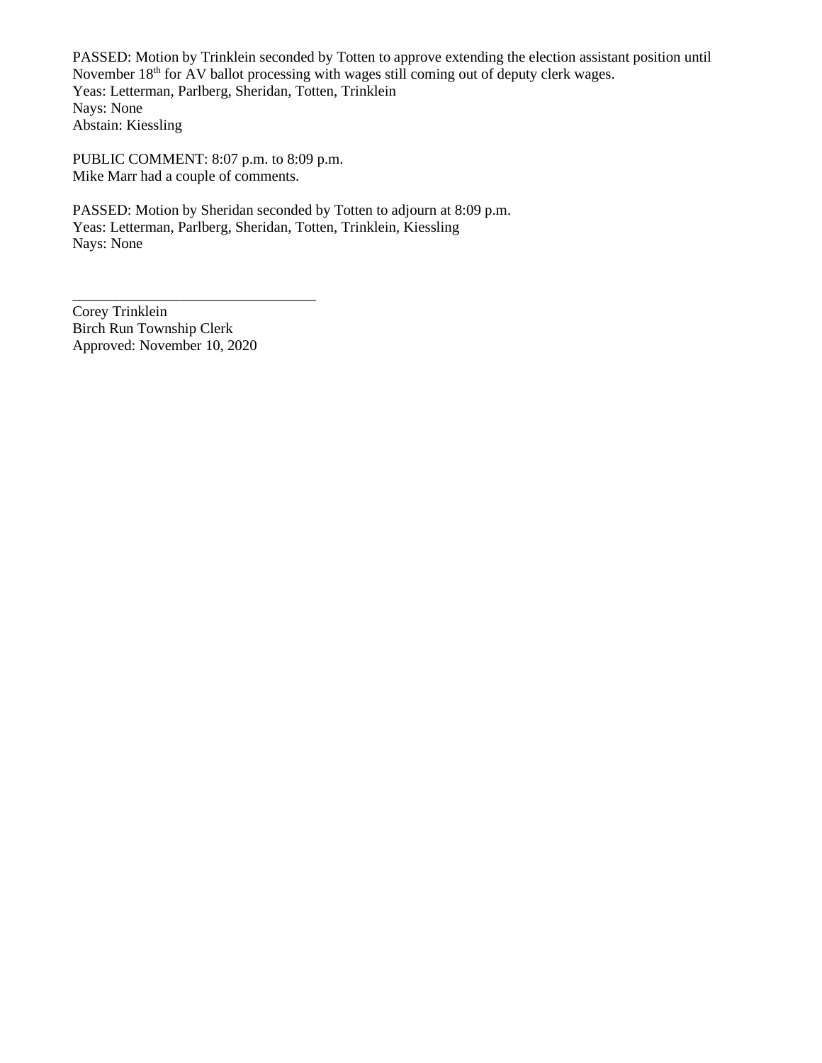PASSED: Motion by Trinklein seconded by Totten to approve extending the election assistant position until November 18th for AV ballot processing with wages still coming out of deputy clerk wages.
Yeas: Letterman, Parlberg, Sheridan, Totten, Trinklein
Nays: None
Abstain: Kiessling

PUBLIC COMMENT: 8:07 p.m. to 8:09 p.m.
Mike Marr had a couple of comments.

PASSED: Motion by Sheridan seconded by Totten to adjourn at 8:09 p.m.
Yeas: Letterman, Parlberg, Sheridan, Totten, Trinklein, Kiessling
Nays: None

_________________________________
Corey Trinklein
Birch Run Township Clerk
Approved: November 10, 2020